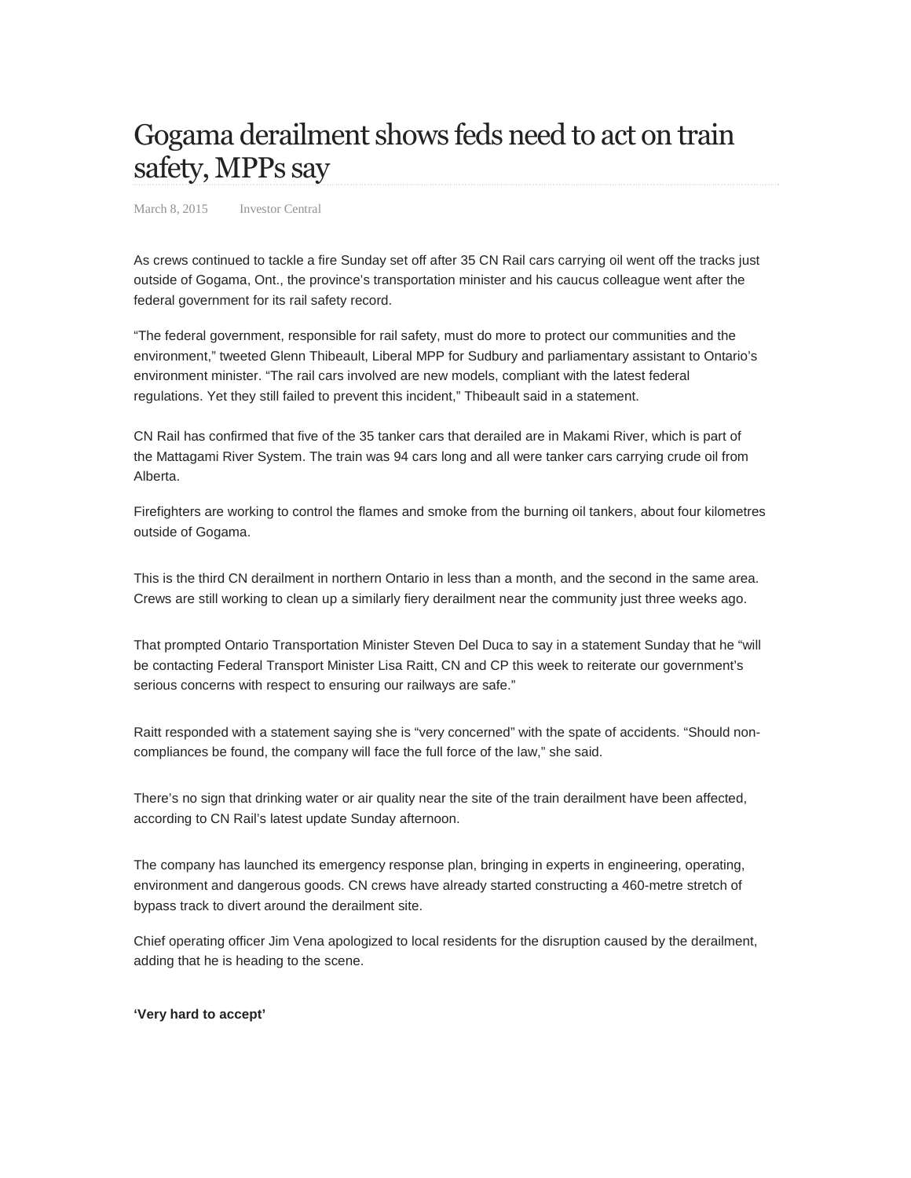# Gogama derailment shows feds need to act on train safety, MPPs say

March 8, 2015 Investor Central

As crews continued to tackle a fire Sunday set off after 35 CN Rail cars carrying oil went off the tracks just outside of Gogama, Ont., the province's transportation minister and his caucus colleague went after the federal government for its rail safety record.

"The federal government, responsible for rail safety, must do more to protect our communities and the environment," tweeted Glenn Thibeault, Liberal MPP for Sudbury and parliamentary assistant to Ontario's environment minister. "The rail cars involved are new models, compliant with the latest federal regulations. Yet they still failed to prevent this incident," Thibeault said in a statement.

CN Rail has confirmed that five of the 35 tanker cars that derailed are in Makami River, which is part of the Mattagami River System. The train was 94 cars long and all were tanker cars carrying crude oil from Alberta.

Firefighters are working to control the flames and smoke from the burning oil tankers, about four kilometres outside of Gogama.

This is the third CN derailment in northern Ontario in less than a month, and the second in the same area. Crews are still working to clean up a similarly fiery derailment near the community just three weeks ago.

That prompted Ontario Transportation Minister Steven Del Duca to say in a statement Sunday that he "will be contacting Federal Transport Minister Lisa Raitt, CN and CP this week to reiterate our government's serious concerns with respect to ensuring our railways are safe."

Raitt responded with a statement saying she is "very concerned" with the spate of accidents. "Should non-compliances be found, the company will face the full force of the law," she said.

There's no sign that drinking water or air quality near the site of the train derailment have been affected, according to CN Rail's latest update Sunday afternoon.

The company has launched its emergency response plan, bringing in experts in engineering, operating, environment and dangerous goods. CN crews have already started constructing a 460-metre stretch of bypass track to divert around the derailment site.

Chief operating officer Jim Vena apologized to local residents for the disruption caused by the derailment, adding that he is heading to the scene.

**'Very hard to accept'**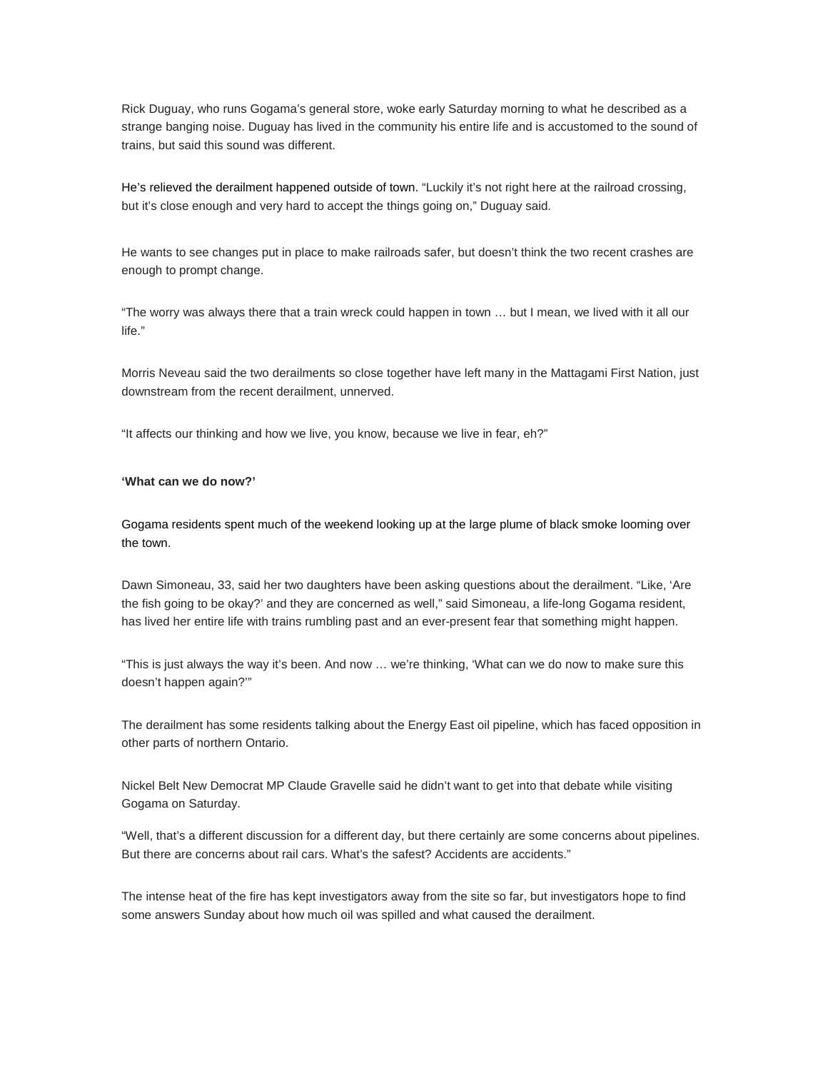Rick Duguay, who runs Gogama's general store, woke early Saturday morning to what he described as a strange banging noise. Duguay has lived in the community his entire life and is accustomed to the sound of trains, but said this sound was different.

He's relieved the derailment happened outside of town. "Luckily it's not right here at the railroad crossing, but it's close enough and very hard to accept the things going on," Duguay said.

He wants to see changes put in place to make railroads safer, but doesn't think the two recent crashes are enough to prompt change.

"The worry was always there that a train wreck could happen in town … but I mean, we lived with it all our life."

Morris Neveau said the two derailments so close together have left many in the Mattagami First Nation, just downstream from the recent derailment, unnerved.

"It affects our thinking and how we live, you know, because we live in fear, eh?"

**'What can we do now?'**

Gogama residents spent much of the weekend looking up at the large plume of black smoke looming over the town.

Dawn Simoneau, 33, said her two daughters have been asking questions about the derailment. "Like, 'Are the fish going to be okay?' and they are concerned as well," said Simoneau, a life-long Gogama resident, has lived her entire life with trains rumbling past and an ever-present fear that something might happen.

"This is just always the way it's been. And now … we're thinking, 'What can we do now to make sure this doesn't happen again?'"

The derailment has some residents talking about the Energy East oil pipeline, which has faced opposition in other parts of northern Ontario.

Nickel Belt New Democrat MP Claude Gravelle said he didn't want to get into that debate while visiting Gogama on Saturday.

"Well, that's a different discussion for a different day, but there certainly are some concerns about pipelines. But there are concerns about rail cars. What's the safest? Accidents are accidents."

The intense heat of the fire has kept investigators away from the site so far, but investigators hope to find some answers Sunday about how much oil was spilled and what caused the derailment.